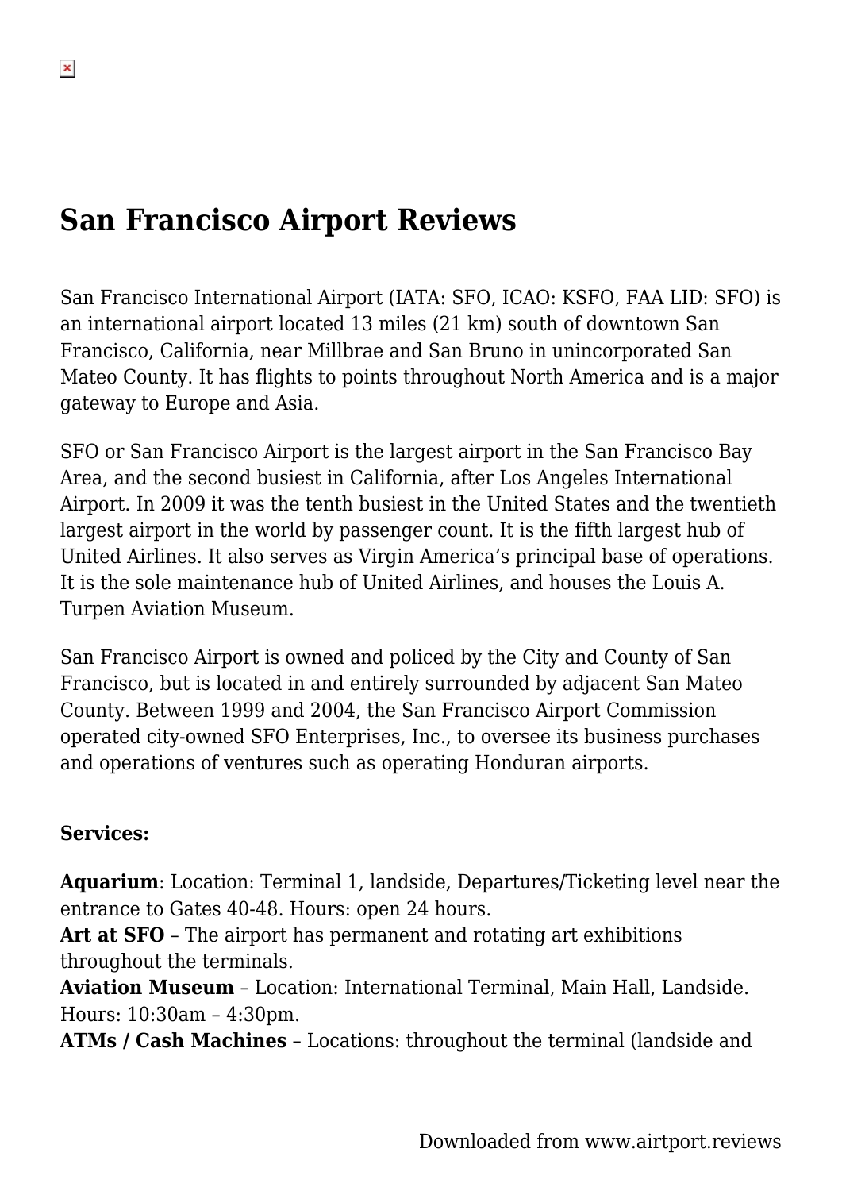# San Francisco Airport Reviews

San Francisco International Airport (IATA: SFO, ICAO: KSFO, FAA LID: SFO) is an international airport located 13 miles (21 km) south of downtown San Francisco, California, near Millbrae and San Bruno in unincorporated San Mateo County. It has flights to points throughout North America and is a major gateway to Europe and Asia.

SFO or San Francisco Airport is the largest airport in the San Francisco Bay Area, and the second busiest in California, after Los Angeles International Airport. In 2009 it was the tenth busiest in the United States and the twentieth largest airport in the world by passenger count. It is the fifth largest hub of United Airlines. It also serves as Virgin America's principal base of operations. It is the sole maintenance hub of United Airlines, and houses the Louis A. Turpen Aviation Museum.

San Francisco Airport is owned and policed by the City and County of San Francisco, but is located in and entirely surrounded by adjacent San Mateo County. Between 1999 and 2004, the San Francisco Airport Commission operated city-owned SFO Enterprises, Inc., to oversee its business purchases and operations of ventures such as operating Honduran airports.

**Services:**

**Aquarium**: Location: Terminal 1, landside, Departures/Ticketing level near the entrance to Gates 40-48. Hours: open 24 hours.
**Art at SFO** – The airport has permanent and rotating art exhibitions throughout the terminals.
**Aviation Museum** – Location: International Terminal, Main Hall, Landside. Hours: 10:30am – 4:30pm.
**ATMs / Cash Machines** – Locations: throughout the terminal (landside and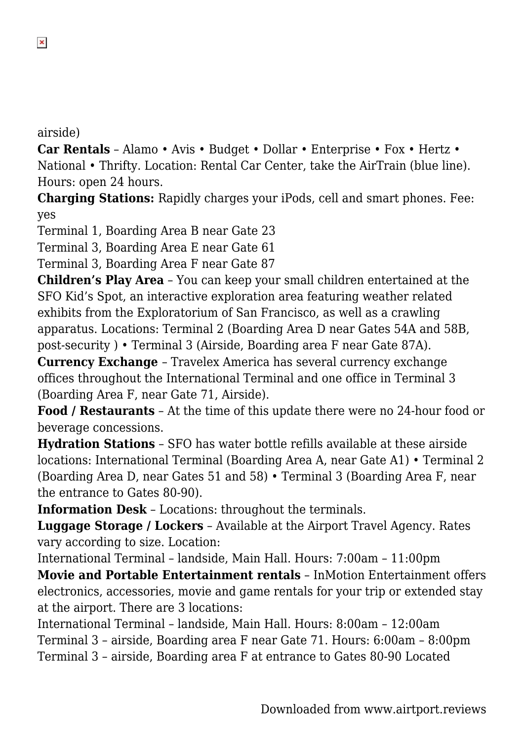airside)

**Car Rentals** – Alamo • Avis • Budget • Dollar • Enterprise • Fox • Hertz • National • Thrifty. Location: Rental Car Center, take the AirTrain (blue line). Hours: open 24 hours.

**Charging Stations:** Rapidly charges your iPods, cell and smart phones. Fee: yes

Terminal 1, Boarding Area B near Gate 23

Terminal 3, Boarding Area E near Gate 61

Terminal 3, Boarding Area F near Gate 87

**Children's Play Area** – You can keep your small children entertained at the SFO Kid's Spot, an interactive exploration area featuring weather related exhibits from the Exploratorium of San Francisco, as well as a crawling apparatus. Locations: Terminal 2 (Boarding Area D near Gates 54A and 58B, post-security ) • Terminal 3 (Airside, Boarding area F near Gate 87A).

**Currency Exchange** – Travelex America has several currency exchange offices throughout the International Terminal and one office in Terminal 3 (Boarding Area F, near Gate 71, Airside).

**Food / Restaurants** – At the time of this update there were no 24-hour food or beverage concessions.

**Hydration Stations** – SFO has water bottle refills available at these airside locations: International Terminal (Boarding Area A, near Gate A1) • Terminal 2 (Boarding Area D, near Gates 51 and 58) • Terminal 3 (Boarding Area F, near the entrance to Gates 80-90).

**Information Desk** – Locations: throughout the terminals.

**Luggage Storage / Lockers** – Available at the Airport Travel Agency. Rates vary according to size. Location:

International Terminal – landside, Main Hall. Hours: 7:00am – 11:00pm

**Movie and Portable Entertainment rentals** – InMotion Entertainment offers electronics, accessories, movie and game rentals for your trip or extended stay at the airport. There are 3 locations:

International Terminal – landside, Main Hall. Hours: 8:00am – 12:00am

Terminal 3 – airside, Boarding area F near Gate 71. Hours: 6:00am – 8:00pm

Terminal 3 – airside, Boarding area F at entrance to Gates 80-90 Located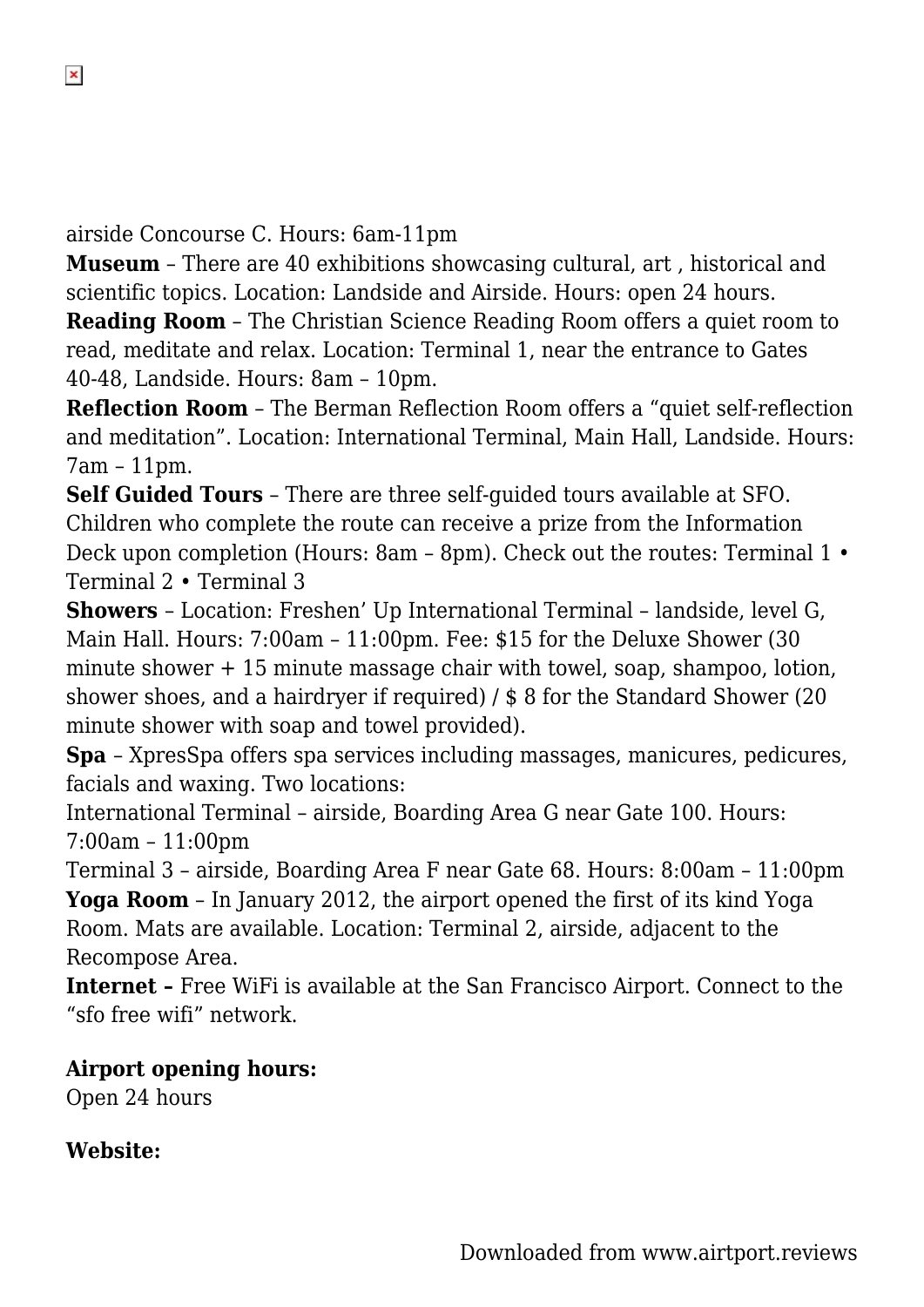airside Concourse C. Hours: 6am-11pm

**Museum** – There are 40 exhibitions showcasing cultural, art , historical and scientific topics. Location: Landside and Airside. Hours: open 24 hours.

**Reading Room** – The Christian Science Reading Room offers a quiet room to read, meditate and relax. Location: Terminal 1, near the entrance to Gates 40-48, Landside. Hours: 8am – 10pm.

**Reflection Room** – The Berman Reflection Room offers a "quiet self-reflection and meditation". Location: International Terminal, Main Hall, Landside. Hours: 7am – 11pm.

**Self Guided Tours** – There are three self-guided tours available at SFO. Children who complete the route can receive a prize from the Information Deck upon completion (Hours: 8am – 8pm). Check out the routes: Terminal 1 • Terminal 2 • Terminal 3

**Showers** – Location: Freshen' Up International Terminal – landside, level G, Main Hall. Hours: 7:00am – 11:00pm. Fee: $15 for the Deluxe Shower (30 minute shower + 15 minute massage chair with towel, soap, shampoo, lotion, shower shoes, and a hairdryer if required) / $ 8 for the Standard Shower (20 minute shower with soap and towel provided).

**Spa** – XpresSpa offers spa services including massages, manicures, pedicures, facials and waxing. Two locations:

International Terminal – airside, Boarding Area G near Gate 100. Hours: 7:00am – 11:00pm

Terminal 3 – airside, Boarding Area F near Gate 68. Hours: 8:00am – 11:00pm

**Yoga Room** – In January 2012, the airport opened the first of its kind Yoga Room. Mats are available. Location: Terminal 2, airside, adjacent to the Recompose Area.

**Internet –** Free WiFi is available at the San Francisco Airport. Connect to the "sfo free wifi" network.

**Airport opening hours:**

Open 24 hours

**Website:**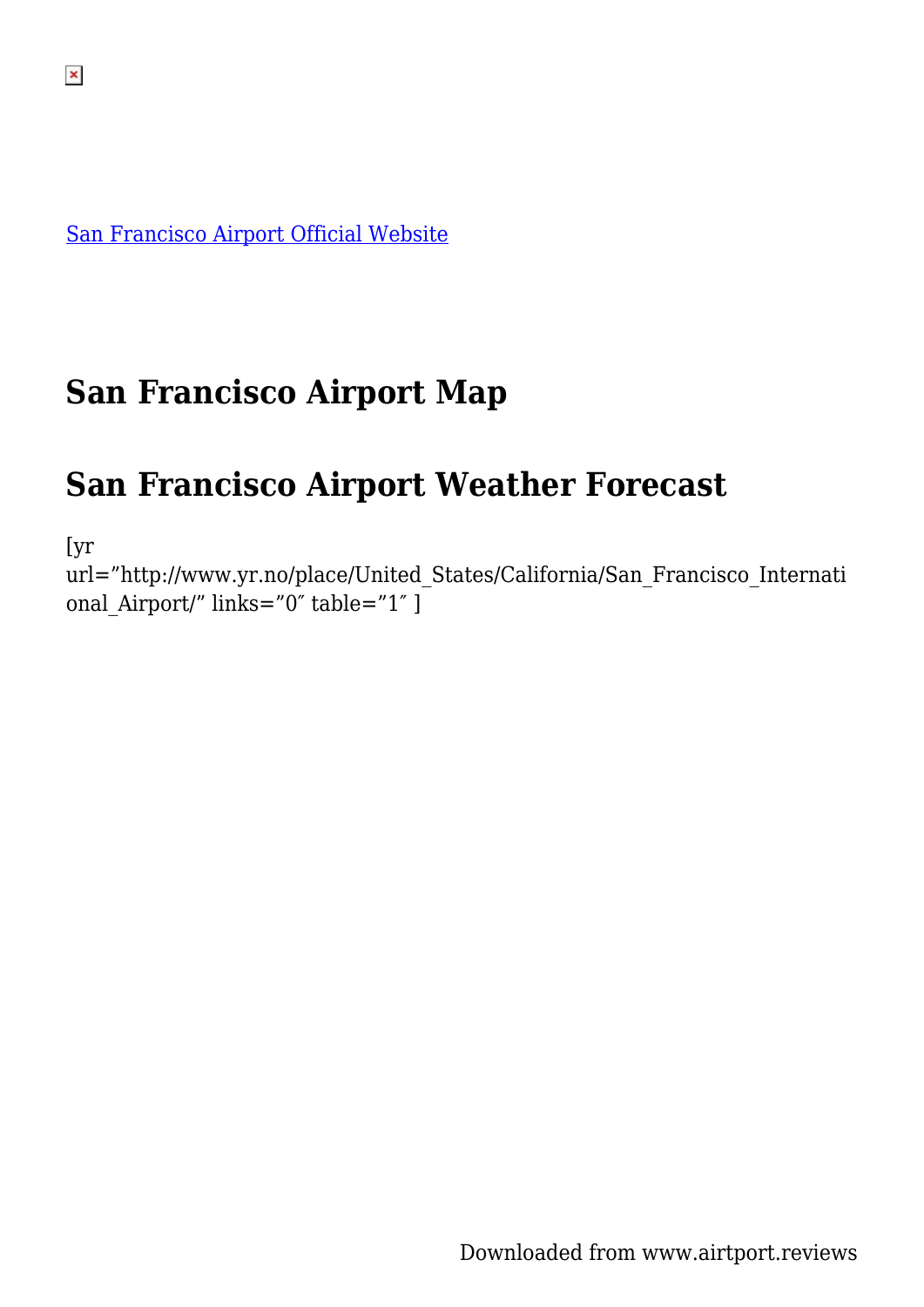San Francisco Airport Official Website

## San Francisco Airport Map

## San Francisco Airport Weather Forecast

[yr url="http://www.yr.no/place/United_States/California/San_Francisco_International_Airport/" links="0″ table="1″ ]